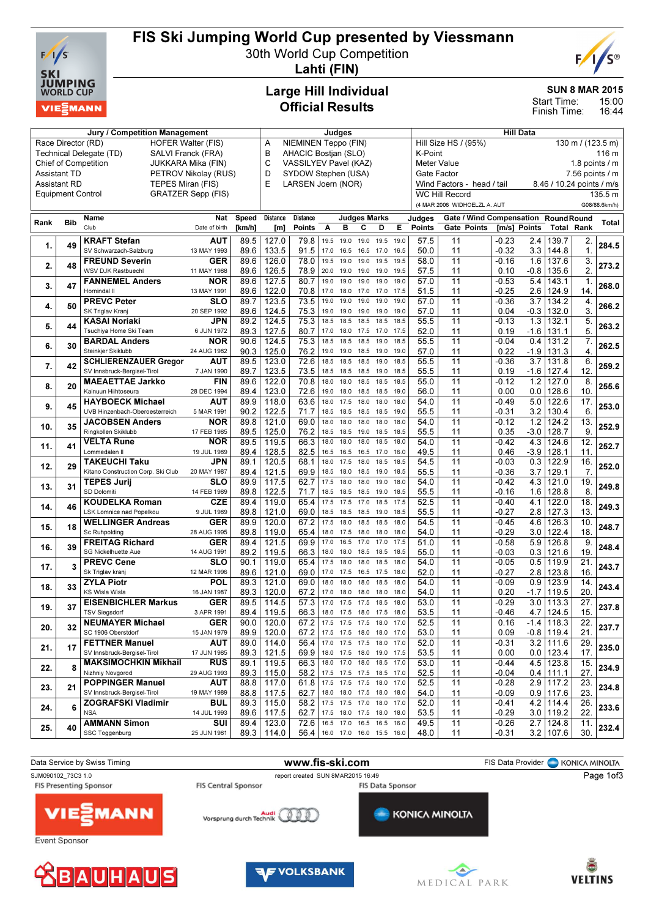# FIS Ski Jumping World Cup presented by Viessmann

30th World Cup Competition

Lahti (FIN)

## Large Hill Individual
## Official Results

SUN 8 MAR 2015
Start Time: 15:00
Finish Time: 16:44

| Jury / Competition Management | | Judges | | Hill Data | |
|---|---|---|---|---|---|
| Race Director (RD) | HOFER Walter (FIS) | A | NIEMINEN Teppo (FIN) | Hill Size HS / (95%) | 130 m / (123.5 m) |
| Technical Delegate (TD) | SALVI Franck (FRA) | B | AHACIC Bostjan (SLO) | K-Point | 116 m |
| Chief of Competition | JUKKARA Mika (FIN) | C | VASSILYEV Pavel (KAZ) | Meter Value | 1.8 points / m |
| Assistant TD | PETROV Nikolay (RUS) | D | SYDOW Stephen (USA) | Gate Factor | 7.56 points / m |
| Assistant RD | TEPES Miran (FIS) | E | LARSEN Joern (NOR) | Wind Factors - head / tail | 8.46 / 10.24 points / m/s |
| Equipment Control | GRATZER Sepp (FIS) | | | WC Hill Record | 135.5 m |
| | | | | (4 MAR 2006 WIDHOELZL A. AUT | G08/88.6km/h) |

| Rank | Bib | Name / Club | Nat / Date of birth | Speed [km/h] | Distance [m] | Distance Points | A | B | C | D | E | Judges Points | Gate | Gate Points | Wind [m/s] | Wind Points | Round Total | Round Rank | Total |
|---|---|---|---|---|---|---|---|---|---|---|---|---|---|---|---|---|---|---|---|
| 1. | 49 | **KRAFT Stefan** | AUT | 89.5 | 127.0 | 79.8 | 19.5 | 19.0 | 19.0 | 19.5 | 19.0 | 57.5 | 11 | | -0.23 | 2.4 | 139.7 | 2. | 284.5 |
| | | SV Schwarzach-Salzburg | 13 MAY 1993 | 89.6 | 133.5 | 91.5 | 17.0 | 16.5 | 16.5 | 17.0 | 16.5 | 50.0 | 11 | | -0.32 | 3.3 | 144.8 | 1. | |
| 2. | 48 | **FREUND Severin** | GER | 89.6 | 126.0 | 78.0 | 19.5 | 19.0 | 19.0 | 19.5 | 19.5 | 58.0 | 11 | | -0.16 | 1.6 | 137.6 | 3. | 273.2 |
| | | WSV DJK Rastbuechl | 11 MAY 1988 | 89.6 | 126.5 | 78.9 | 20.0 | 19.0 | 19.0 | 19.0 | 19.5 | 57.5 | 11 | | 0.10 | -0.8 | 135.6 | 2. | |
| 3. | 47 | **FANNEMEL Anders** | NOR | 89.6 | 127.5 | 80.7 | 19.0 | 19.0 | 19.0 | 19.0 | 19.0 | 57.0 | 11 | | -0.53 | 5.4 | 143.1 | 1. | 268.0 |
| | | Hornindal Il | 13 MAY 1991 | 89.6 | 122.0 | 70.8 | 17.0 | 18.0 | 17.0 | 17.0 | 17.5 | 51.5 | 11 | | -0.25 | 2.6 | 124.9 | 14. | |
| 4. | 50 | **PREVC Peter** | SLO | 89.7 | 123.5 | 73.5 | 19.0 | 19.0 | 19.0 | 19.0 | 19.0 | 57.0 | 11 | | -0.36 | 3.7 | 134.2 | 4. | 266.2 |
| | | SK Triglav Kranj | 20 SEP 1992 | 89.6 | 124.5 | 75.3 | 19.0 | 19.0 | 19.0 | 19.0 | 19.0 | 57.0 | 11 | | 0.04 | -0.3 | 132.0 | 3. | |
| 5. | 44 | **KASAI Noriaki** | JPN | 89.2 | 124.5 | 75.3 | 18.5 | 18.5 | 18.5 | 18.5 | 18.5 | 55.5 | 11 | | -0.13 | 1.3 | 132.1 | 5. | 263.2 |
| | | Tsuchiya Home Ski Team | 6 JUN 1972 | 89.3 | 127.5 | 80.7 | 17.0 | 18.0 | 17.5 | 17.0 | 17.5 | 52.0 | 11 | | 0.19 | -1.6 | 131.1 | 5. | |
| 6. | 30 | **BARDAL Anders** | NOR | 90.6 | 124.5 | 75.3 | 18.5 | 18.5 | 18.5 | 19.0 | 18.5 | 55.5 | 11 | | -0.04 | 0.4 | 131.2 | 7. | 262.5 |
| | | Steinkjer Skiklubb | 24 AUG 1982 | 90.3 | 125.0 | 76.2 | 19.0 | 19.0 | 18.5 | 19.0 | 19.0 | 57.0 | 11 | | 0.22 | -1.9 | 131.3 | 4. | |
| 7. | 42 | **SCHLIERENZAUER Gregor** | AUT | 89.5 | 123.0 | 72.6 | 18.5 | 18.5 | 18.5 | 19.0 | 18.5 | 55.5 | 11 | | -0.36 | 3.7 | 131.8 | 6. | 259.2 |
| | | SV Innsbruck-Bergisel-Tirol | 7 JAN 1990 | 89.7 | 123.5 | 73.5 | 18.5 | 18.5 | 18.5 | 19.0 | 18.5 | 55.5 | 11 | | 0.19 | -1.6 | 127.4 | 12. | |
| 8. | 20 | **MAEAETTAE Jarkko** | FIN | 89.6 | 122.0 | 70.8 | 18.0 | 18.0 | 18.5 | 18.5 | 18.5 | 55.0 | 11 | | -0.12 | 1.2 | 127.0 | 8. | 255.6 |
| | | Kainuun Hiihtoseura | 28 DEC 1994 | 89.4 | 123.0 | 72.6 | 19.0 | 18.0 | 18.5 | 18.5 | 19.0 | 56.0 | 11 | | 0.00 | 0.0 | 128.6 | 10. | |
| 9. | 45 | **HAYBOECK Michael** | AUT | 89.9 | 118.0 | 63.6 | 18.0 | 17.5 | 18.0 | 18.0 | 18.0 | 54.0 | 11 | | -0.49 | 5.0 | 122.6 | 17. | 253.0 |
| | | UVB Hinzenbach-Oberoesterreich | 5 MAR 1991 | 90.2 | 122.5 | 71.7 | 18.5 | 18.5 | 18.5 | 18.5 | 19.0 | 55.5 | 11 | | -0.31 | 3.2 | 130.4 | 6. | |
| 10. | 35 | **JACOBSEN Anders** | NOR | 89.8 | 121.0 | 69.0 | 18.0 | 18.0 | 18.0 | 18.0 | 18.0 | 54.0 | 11 | | -0.12 | 1.2 | 124.2 | 13. | 252.9 |
| | | Ringkollen Skiklubb | 17 FEB 1985 | 89.5 | 125.0 | 76.2 | 18.5 | 18.5 | 19.0 | 18.5 | 18.5 | 55.5 | 11 | | 0.35 | -3.0 | 128.7 | 9. | |
| 11. | 41 | **VELTA Rune** | NOR | 89.5 | 119.5 | 66.3 | 18.0 | 18.0 | 18.0 | 18.5 | 18.0 | 54.0 | 11 | | -0.42 | 4.3 | 124.6 | 12. | 252.7 |
| | | Lommedalen Il | 19 JUL 1989 | 89.4 | 128.5 | 82.5 | 16.5 | 16.5 | 16.5 | 17.0 | 16.0 | 49.5 | 11 | | 0.46 | -3.9 | 128.1 | 11. | |
| 12. | 29 | **TAKEUCHI Taku** | JPN | 89.1 | 120.5 | 68.1 | 18.0 | 17.5 | 18.0 | 18.5 | 18.5 | 54.5 | 11 | | -0.03 | 0.3 | 122.9 | 16. | 252.0 |
| | | Kitano Construction Corp. Ski Club | 20 MAY 1987 | 89.4 | 121.5 | 69.9 | 18.5 | 18.0 | 18.5 | 19.0 | 18.5 | 55.5 | 11 | | -0.36 | 3.7 | 129.1 | 7. | |
| 13. | 31 | **TEPES Jurij** | SLO | 89.9 | 117.5 | 62.7 | 17.5 | 18.0 | 18.0 | 19.0 | 18.0 | 54.0 | 11 | | -0.42 | 4.3 | 121.0 | 19. | 249.8 |
| | | SD Dolomiti | 14 FEB 1989 | 89.8 | 122.5 | 71.7 | 18.5 | 18.5 | 18.5 | 19.0 | 18.5 | 55.5 | 11 | | -0.16 | 1.6 | 128.8 | 8. | |
| 14. | 46 | **KOUDELKA Roman** | CZE | 89.4 | 119.0 | 65.4 | 17.5 | 17.5 | 17.0 | 18.5 | 17.5 | 52.5 | 11 | | -0.40 | 4.1 | 122.0 | 18. | 249.3 |
| | | LSK Lomnice nad Popelkou | 9 JUL 1989 | 89.8 | 121.0 | 69.0 | 18.5 | 18.5 | 18.5 | 19.0 | 18.5 | 55.5 | 11 | | -0.27 | 2.8 | 127.3 | 13. | |
| 15. | 18 | **WELLINGER Andreas** | GER | 89.9 | 120.0 | 67.2 | 17.5 | 18.0 | 18.5 | 18.5 | 18.0 | 54.5 | 11 | | -0.45 | 4.6 | 126.3 | 10. | 248.7 |
| | | Sc Ruhpolding | 28 AUG 1995 | 89.8 | 119.0 | 65.4 | 18.0 | 17.5 | 18.0 | 18.0 | 18.0 | 54.0 | 11 | | -0.29 | 3.0 | 122.4 | 18. | |
| 16. | 39 | **FREITAG Richard** | GER | 89.4 | 121.5 | 69.9 | 17.0 | 16.5 | 17.0 | 17.0 | 17.5 | 51.0 | 11 | | -0.58 | 5.9 | 126.8 | 9. | 248.4 |
| | | SG Nickelhuette Aue | 14 AUG 1991 | 89.2 | 119.5 | 66.3 | 18.0 | 18.0 | 18.5 | 19.0 | 18.5 | 55.0 | 11 | | -0.03 | 0.3 | 121.6 | 19. | |
| 17. | 3 | **PREVC Cene** | SLO | 90.1 | 119.0 | 65.4 | 17.5 | 18.0 | 18.0 | 18.5 | 18.0 | 54.0 | 11 | | -0.05 | 0.5 | 119.9 | 21. | 243.7 |
| | | Sk Triglav kranj | 12 MAR 1996 | 89.6 | 121.0 | 69.0 | 17.0 | 17.5 | 16.5 | 17.5 | 18.0 | 52.0 | 11 | | -0.27 | 2.8 | 123.8 | 16. | |
| 18. | 33 | **ZYLA Piotr** | POL | 89.3 | 121.0 | 69.0 | 18.0 | 18.0 | 18.0 | 18.5 | 18.0 | 54.0 | 11 | | -0.09 | 0.9 | 123.9 | 14. | 243.4 |
| | | KS Wisla Wisla | 16 JAN 1987 | 89.3 | 120.0 | 67.2 | 17.0 | 18.0 | 18.0 | 18.0 | 18.0 | 54.0 | 11 | | 0.20 | -1.7 | 119.5 | 20. | |
| 19. | 37 | **EISENBICHLER Markus** | GER | 89.5 | 114.5 | 57.3 | 17.0 | 17.5 | 17.5 | 18.5 | 18.0 | 53.0 | 11 | | -0.29 | 3.0 | 113.3 | 27. | 237.8 |
| | | TSV Siegsdorf | 3 APR 1991 | 89.4 | 119.5 | 66.3 | 18.0 | 17.5 | 18.0 | 17.5 | 18.0 | 53.5 | 11 | | -0.46 | 4.7 | 124.5 | 15. | |
| 20. | 32 | **NEUMAYER Michael** | GER | 90.0 | 120.0 | 67.2 | 17.5 | 17.5 | 18.0 | 18.0 | 17.0 | 52.5 | 11 | | 0.16 | -1.4 | 118.3 | 22. | 237.7 |
| | | SC 1906 Oberstdorf | 15 JAN 1979 | 89.9 | 120.0 | 67.2 | 17.5 | 17.5 | 18.0 | 18.0 | 17.0 | 53.0 | 11 | | 0.09 | -0.8 | 119.4 | 21. | |
| 21. | 17 | **FETTNER Manuel** | AUT | 89.0 | 114.0 | 56.4 | 17.0 | 17.5 | 17.5 | 18.0 | 17.0 | 52.0 | 11 | | -0.31 | 3.2 | 111.6 | 29. | 235.0 |
| | | SV Innsbruck-Bergisel-Tirol | 17 JUN 1985 | 89.3 | 121.5 | 69.9 | 18.0 | 17.5 | 18.0 | 19.0 | 17.5 | 53.5 | 11 | | 0.00 | 0.0 | 123.4 | 17. | |
| 22. | 8 | **MAKSIMOCHKIN Mikhail** | RUS | 89.1 | 119.5 | 66.3 | 18.0 | 17.0 | 18.0 | 18.5 | 17.0 | 53.0 | 11 | | -0.44 | 4.5 | 123.8 | 15. | 234.9 |
| | | Nizhny Novgorod | 29 AUG 1993 | 89.3 | 115.0 | 58.2 | 17.5 | 17.5 | 17.5 | 18.0 | 17.5 | 52.5 | 11 | | -0.04 | 0.4 | 111.1 | 27. | |
| 23. | 21 | **POPPINGER Manuel** | AUT | 88.8 | 117.0 | 61.8 | 17.5 | 17.5 | 17.5 | 18.0 | 17.0 | 52.5 | 11 | | -0.28 | 2.9 | 117.2 | 23. | 234.8 |
| | | SV Innsbruck-Bergisel-Tirol | 19 MAY 1993 | 88.8 | 117.5 | 62.7 | 18.0 | 18.0 | 17.5 | 18.0 | 18.0 | 54.0 | 11 | | -0.09 | 0.9 | 117.6 | 23. | |
| 24. | 6 | **ZOGRAFSKI Vladimir** | BUL | 89.3 | 115.0 | 58.2 | 17.5 | 17.5 | 17.0 | 18.0 | 17.0 | 52.0 | 11 | | -0.41 | 4.2 | 114.4 | 26. | 233.6 |
| | | NSA | 14 JUL 1993 | 89.6 | 117.5 | 62.7 | 17.5 | 18.0 | 17.5 | 18.0 | 18.0 | 53.5 | 11 | | -0.29 | 3.0 | 119.2 | 22. | |
| 25. | 40 | **AMMANN Simon** | SUI | 89.4 | 123.0 | 72.6 | 16.5 | 17.0 | 16.5 | 16.5 | 16.0 | 49.5 | 11 | | -0.26 | 2.7 | 124.8 | 11. | 232.4 |
| | | SSC Toggenburg | 25 JUN 1981 | 89.3 | 114.0 | 56.4 | 16.0 | 17.0 | 16.0 | 15.5 | 16.0 | 48.0 | 11 | | -0.31 | 3.2 | 107.6 | 30. | |

Data Service by Swiss Timing — www.fis-ski.com — FIS Data Provider KONICA MINOLTA

SJM090102_73C3 1.0 — report created SUN 8MAR2015 16:49

FIS Presenting Sponsor: VIESSMANN — FIS Central Sponsor: Audi — FIS Data Sponsor: KONICA MINOLTA

Event Sponsor: BAUHAUS, VOLKSBANK, MEDICAL PARK, VELTINS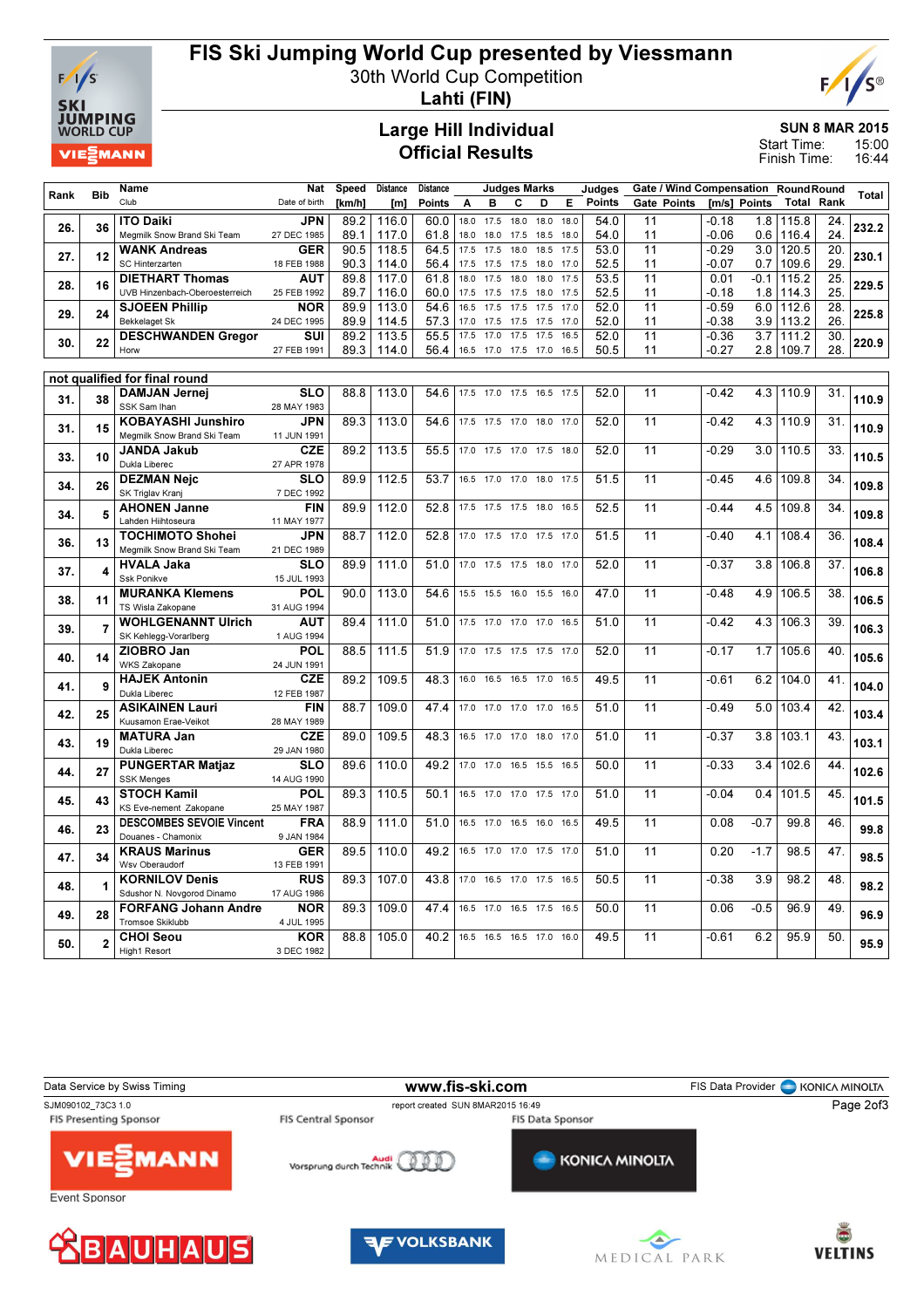# FIS Ski Jumping World Cup presented by Viessmann

30th World Cup Competition

**Lahti (FIN)**

## Large Hill Individual
## Official Results

**SUN 8 MAR 2015**

Start Time: 15:00

Finish Time: 16:44

| Rank | Bib | Name / Club | Nat / Date of birth | Speed [km/h] | Distance [m] | Distance Points | A | B | C | D | E | Judges Points | Gate | Gate Points | Wind [m/s] | Wind Points | Round Total | Round Rank | Total |
|---|---|---|---|---|---|---|---|---|---|---|---|---|---|---|---|---|---|---|---|
| 26. | 36 | **ITO Daiki** / Megmilk Snow Brand Ski Team | JPN / 27 DEC 1985 | 89.2 | 116.0 | 60.0 | 18.0 | 17.5 | 18.0 | 18.0 | 18.0 | 54.0 | 11 | | -0.18 | 1.8 | 115.8 | 24. | 232.2 |
| | | | | 89.1 | 117.0 | 61.8 | 18.0 | 18.0 | 17.5 | 18.5 | 18.0 | 54.0 | 11 | | -0.06 | 0.6 | 116.4 | 24. | |
| 27. | 12 | **WANK Andreas** / SC Hinterzarten | GER / 18 FEB 1988 | 90.5 | 118.5 | 64.5 | 17.5 | 17.5 | 18.0 | 18.5 | 17.5 | 53.0 | 11 | | -0.29 | 3.0 | 120.5 | 20. | 230.1 |
| | | | | 90.3 | 114.0 | 56.4 | 17.5 | 17.5 | 17.5 | 18.0 | 17.0 | 52.5 | 11 | | -0.07 | 0.7 | 109.6 | 29. | |
| 28. | 16 | **DIETHART Thomas** / UVB Hinzenbach-Oberoesterreich | AUT / 25 FEB 1992 | 89.8 | 117.0 | 61.8 | 18.0 | 17.5 | 18.0 | 18.0 | 17.5 | 53.5 | 11 | | 0.01 | -0.1 | 115.2 | 25. | 229.5 |
| | | | | 89.7 | 116.0 | 60.0 | 17.5 | 17.5 | 17.5 | 18.0 | 17.5 | 52.5 | 11 | | -0.18 | 1.8 | 114.3 | 25. | |
| 29. | 24 | **SJOEEN Phillip** / Bekkelaget Sk | NOR / 24 DEC 1995 | 89.9 | 113.0 | 54.6 | 16.5 | 17.5 | 17.5 | 17.5 | 17.0 | 52.0 | 11 | | -0.59 | 6.0 | 112.6 | 28. | 225.8 |
| | | | | 89.9 | 114.5 | 57.3 | 17.0 | 17.5 | 17.5 | 17.5 | 17.0 | 52.0 | 11 | | -0.38 | 3.9 | 113.2 | 26. | |
| 30. | 22 | **DESCHWANDEN Gregor** / Horw | SUI / 27 FEB 1991 | 89.2 | 113.5 | 55.5 | 17.5 | 17.0 | 17.5 | 17.5 | 16.5 | 52.0 | 11 | | -0.36 | 3.7 | 111.2 | 30. | 220.9 |
| | | | | 89.3 | 114.0 | 56.4 | 16.5 | 17.0 | 17.5 | 17.0 | 16.5 | 50.5 | 11 | | -0.27 | 2.8 | 109.7 | 28. | |
| **not qualified for final round** | | | | | | | | | | | | | | | | | | | |
| 31. | 38 | **DAMJAN Jernej** / SSK Sam Ihan | SLO / 28 MAY 1983 | 88.8 | 113.0 | 54.6 | 17.5 | 17.0 | 17.5 | 16.5 | 17.5 | 52.0 | 11 | | -0.42 | 4.3 | 110.9 | 31. | 110.9 |
| 31. | 15 | **KOBAYASHI Junshiro** / Megmilk Snow Brand Ski Team | JPN / 11 JUN 1991 | 89.3 | 113.0 | 54.6 | 17.5 | 17.5 | 17.0 | 18.0 | 17.0 | 52.0 | 11 | | -0.42 | 4.3 | 110.9 | 31. | 110.9 |
| 33. | 10 | **JANDA Jakub** / Dukla Liberec | CZE / 27 APR 1978 | 89.2 | 113.5 | 55.5 | 17.0 | 17.5 | 17.0 | 17.5 | 18.0 | 52.0 | 11 | | -0.29 | 3.0 | 110.5 | 33. | 110.5 |
| 34. | 26 | **DEZMAN Nejc** / SK Triglav Kranj | SLO / 7 DEC 1992 | 89.9 | 112.5 | 53.7 | 16.5 | 17.0 | 17.0 | 18.0 | 17.5 | 51.5 | 11 | | -0.45 | 4.6 | 109.8 | 34. | 109.8 |
| 34. | 5 | **AHONEN Janne** / Lahden Hiihtoseura | FIN / 11 MAY 1977 | 89.9 | 112.0 | 52.8 | 17.5 | 17.5 | 17.5 | 18.0 | 16.5 | 52.5 | 11 | | -0.44 | 4.5 | 109.8 | 34. | 109.8 |
| 36. | 13 | **TOCHIMOTO Shohei** / Megmilk Snow Brand Ski Team | JPN / 21 DEC 1989 | 88.7 | 112.0 | 52.8 | 17.0 | 17.5 | 17.0 | 17.5 | 17.0 | 51.5 | 11 | | -0.40 | 4.1 | 108.4 | 36. | 108.4 |
| 37. | 4 | **HVALA Jaka** / Ssk Ponikve | SLO / 15 JUL 1993 | 89.9 | 111.0 | 51.0 | 17.0 | 17.5 | 17.5 | 18.0 | 17.0 | 52.0 | 11 | | -0.37 | 3.8 | 106.8 | 37. | 106.8 |
| 38. | 11 | **MURANKA Klemens** / TS Wisla Zakopane | POL / 31 AUG 1994 | 90.0 | 113.0 | 54.6 | 15.5 | 15.5 | 16.0 | 15.5 | 16.0 | 47.0 | 11 | | -0.48 | 4.9 | 106.5 | 38. | 106.5 |
| 39. | 7 | **WOHLGENANNT Ulrich** / SK Kehlegg-Vorarlberg | AUT / 1 AUG 1994 | 89.4 | 111.0 | 51.0 | 17.5 | 17.0 | 17.0 | 17.0 | 16.5 | 51.0 | 11 | | -0.42 | 4.3 | 106.3 | 39. | 106.3 |
| 40. | 14 | **ZIOBRO Jan** / WKS Zakopane | POL / 24 JUN 1991 | 88.5 | 111.5 | 51.9 | 17.0 | 17.5 | 17.5 | 17.5 | 17.0 | 52.0 | 11 | | -0.17 | 1.7 | 105.6 | 40. | 105.6 |
| 41. | 9 | **HAJEK Antonin** / Dukla Liberec | CZE / 12 FEB 1987 | 89.2 | 109.5 | 48.3 | 16.0 | 16.5 | 16.5 | 17.0 | 16.5 | 49.5 | 11 | | -0.61 | 6.2 | 104.0 | 41. | 104.0 |
| 42. | 25 | **ASIKAINEN Lauri** / Kuusamon Erae-Veikot | FIN / 28 MAY 1989 | 88.7 | 109.0 | 47.4 | 17.0 | 17.0 | 17.0 | 17.0 | 16.5 | 51.0 | 11 | | -0.49 | 5.0 | 103.4 | 42. | 103.4 |
| 43. | 19 | **MATURA Jan** / Dukla Liberec | CZE / 29 JAN 1980 | 89.0 | 109.5 | 48.3 | 16.5 | 17.0 | 17.0 | 18.0 | 17.0 | 51.0 | 11 | | -0.37 | 3.8 | 103.1 | 43. | 103.1 |
| 44. | 27 | **PUNGERTAR Matjaz** / SSK Menges | SLO / 14 AUG 1990 | 89.6 | 110.0 | 49.2 | 17.0 | 17.0 | 16.5 | 15.5 | 16.5 | 50.0 | 11 | | -0.33 | 3.4 | 102.6 | 44. | 102.6 |
| 45. | 43 | **STOCH Kamil** / KS Eve-nement Zakopane | POL / 25 MAY 1987 | 89.3 | 110.5 | 50.1 | 16.5 | 17.0 | 17.0 | 17.5 | 17.0 | 51.0 | 11 | | -0.04 | 0.4 | 101.5 | 45. | 101.5 |
| 46. | 23 | **DESCOMBES SEVOIE Vincent** / Douanes - Chamonix | FRA / 9 JAN 1984 | 88.9 | 111.0 | 51.0 | 16.5 | 17.0 | 16.5 | 16.0 | 16.5 | 49.5 | 11 | | 0.08 | -0.7 | 99.8 | 46. | 99.8 |
| 47. | 34 | **KRAUS Marinus** / Wsv Oberaudorf | GER / 13 FEB 1991 | 89.5 | 110.0 | 49.2 | 16.5 | 17.0 | 17.0 | 17.5 | 17.0 | 51.0 | 11 | | 0.20 | -1.7 | 98.5 | 47. | 98.5 |
| 48. | 1 | **KORNILOV Denis** / Sdushor N. Novgorod Dinamo | RUS / 17 AUG 1986 | 89.3 | 107.0 | 43.8 | 17.0 | 16.5 | 17.0 | 17.5 | 16.5 | 50.5 | 11 | | -0.38 | 3.9 | 98.2 | 48. | 98.2 |
| 49. | 28 | **FORFANG Johann Andre** / Tromsoe Skiklubb | NOR / 4 JUL 1995 | 89.3 | 109.0 | 47.4 | 16.5 | 17.0 | 16.5 | 17.5 | 16.5 | 50.0 | 11 | | 0.06 | -0.5 | 96.9 | 49. | 96.9 |
| 50. | 2 | **CHOI Seou** / High1 Resort | KOR / 3 DEC 1982 | 88.8 | 105.0 | 40.2 | 16.5 | 16.5 | 16.5 | 17.0 | 16.0 | 49.5 | 11 | | -0.61 | 6.2 | 95.9 | 50. | 95.9 |

Data Service by Swiss Timing — www.fis-ski.com — FIS Data Provider KONICA MINOLTA

SJM090102_73C3 1.0 — report created SUN 8MAR2015 16:49

FIS Presenting Sponsor: VIESSMANN — FIS Central Sponsor: Audi Vorsprung durch Technik — FIS Data Sponsor: KONICA MINOLTA

Event Sponsor: BAUHAUS, VOLKSBANK, MEDICAL PARK, VELTINS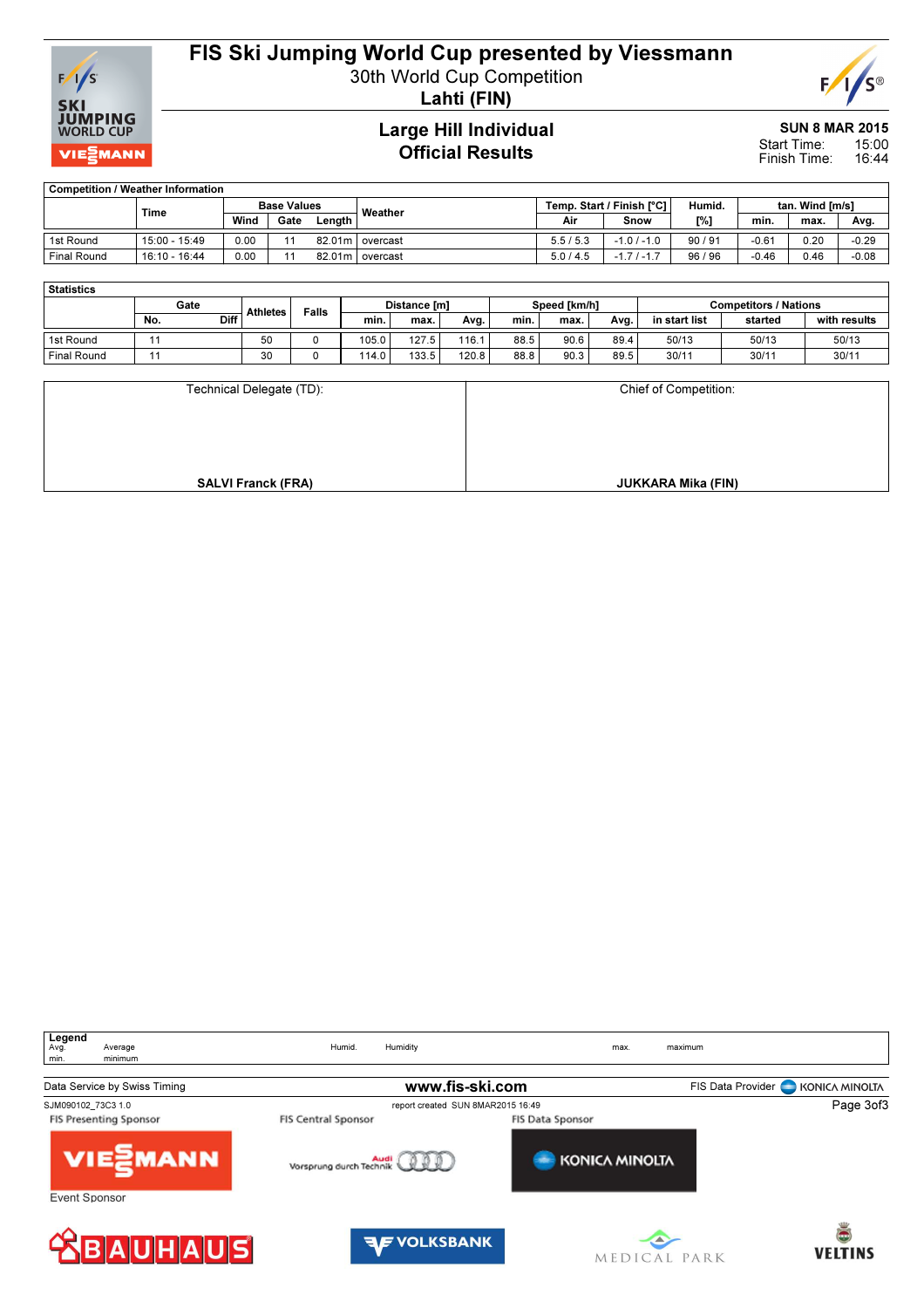# FIS Ski Jumping World Cup presented by Viessmann

30th World Cup Competition

**Lahti (FIN)**

## Large Hill Individual
## Official Results

**SUN 8 MAR 2015**
Start Time: 15:00
Finish Time: 16:44

**Competition / Weather Information**

| | Time | Base Values | | | Weather | Temp. Start / Finish [°C] | | Humid. | tan. Wind [m/s] | | |
|---|---|---|---|---|---|---|---|---|---|---|---|
| | | Wind | Gate | Length | | Air | Snow | [%] | min. | max. | Avg. |
| 1st Round | 15:00 - 15:49 | 0.00 | 11 | 82.01m | overcast | 5.5 / 5.3 | -1.0 / -1.0 | 90 / 91 | -0.61 | 0.20 | -0.29 |
| Final Round | 16:10 - 16:44 | 0.00 | 11 | 82.01m | overcast | 5.0 / 4.5 | -1.7 / -1.7 | 96 / 96 | -0.46 | 0.46 | -0.08 |

**Statistics**

| | Gate | | Athletes | Falls | Distance [m] | | | Speed [km/h] | | | Competitors / Nations | | |
|---|---|---|---|---|---|---|---|---|---|---|---|---|---|
| | No. | Diff | | | min. | max. | Avg. | min. | max. | Avg. | in start list | started | with results |
| 1st Round | 11 | | 50 | 0 | 105.0 | 127.5 | 116.1 | 88.5 | 90.6 | 89.4 | 50/13 | 50/13 | 50/13 |
| Final Round | 11 | | 30 | 0 | 114.0 | 133.5 | 120.8 | 88.8 | 90.3 | 89.5 | 30/11 | 30/11 | 30/11 |

| Technical Delegate (TD): | Chief of Competition: |
|---|---|
| **SALVI Franck (FRA)** | **JUKKARA Mika (FIN)** |

**Legend**

| | | | | | |
|---|---|---|---|---|---|
| Avg. | Average | Humid. | Humidity | max. | maximum |
| min. | minimum | | | | |

Data Service by Swiss Timing | www.fis-ski.com | FIS Data Provider KONICA MINOLTA

SJM090102_73C3 1.0 | report created SUN 8MAR2015 16:49